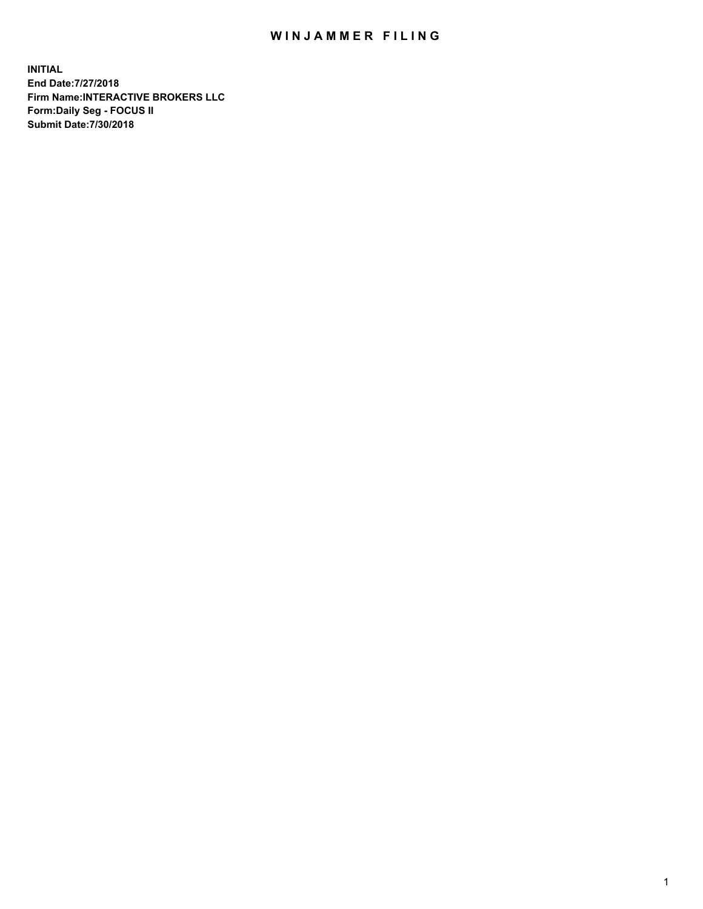# WINJAMMER FILING

**INITIAL**
**End Date:7/27/2018**
**Firm Name:INTERACTIVE BROKERS LLC**
**Form:Daily Seg - FOCUS II**
**Submit Date:7/30/2018**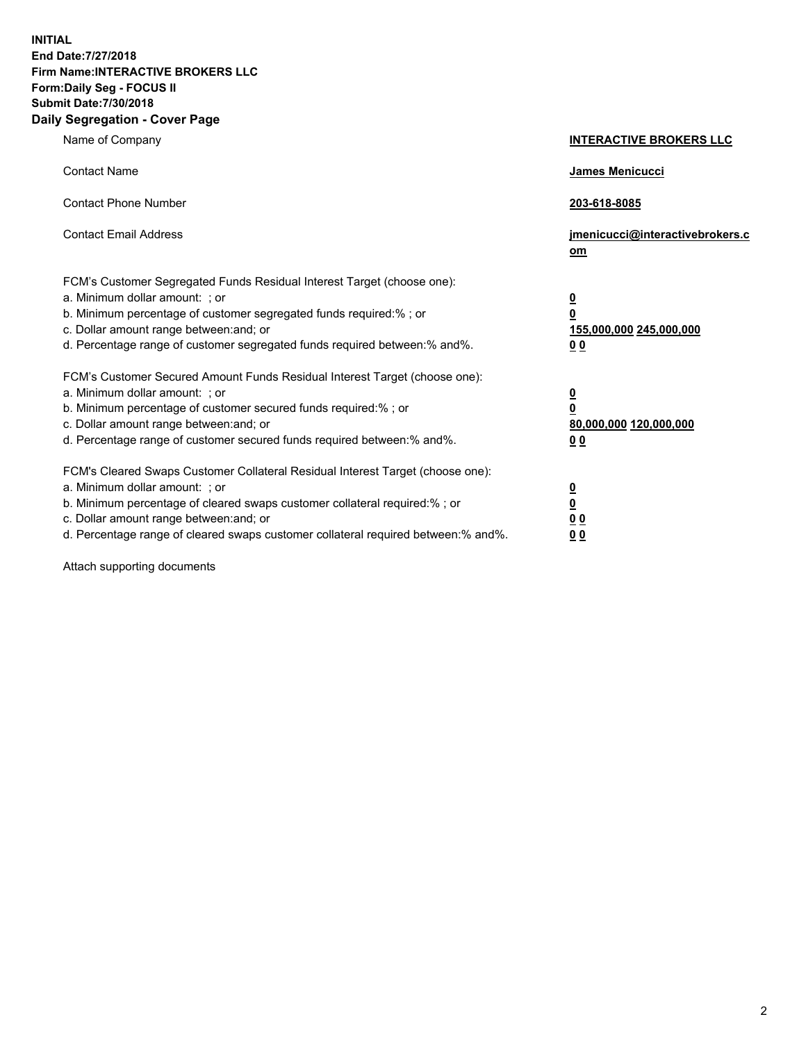**INITIAL**
**End Date:7/27/2018**
**Firm Name:INTERACTIVE BROKERS LLC**
**Form:Daily Seg - FOCUS II**
**Submit Date:7/30/2018**
**Daily Segregation - Cover Page**

| | |
|---|---|
| Name of Company | **INTERACTIVE BROKERS LLC** |
| Contact Name | **James Menicucci** |
| Contact Phone Number | **203-618-8085** |
| Contact Email Address | **jmenicucci@interactivebrokers.com** |

FCM's Customer Segregated Funds Residual Interest Target (choose one):

| | |
|---|---|
| a. Minimum dollar amount: ; or | **0** |
| b. Minimum percentage of customer segregated funds required:% ; or | **0** |
| c. Dollar amount range between:and; or | **155,000,000 245,000,000** |
| d. Percentage range of customer segregated funds required between:% and%. | **0 0** |

FCM's Customer Secured Amount Funds Residual Interest Target (choose one):

| | |
|---|---|
| a. Minimum dollar amount: ; or | **0** |
| b. Minimum percentage of customer secured funds required:% ; or | **0** |
| c. Dollar amount range between:and; or | **80,000,000 120,000,000** |
| d. Percentage range of customer secured funds required between:% and%. | **0 0** |

FCM's Cleared Swaps Customer Collateral Residual Interest Target (choose one):

| | |
|---|---|
| a. Minimum dollar amount: ; or | **0** |
| b. Minimum percentage of cleared swaps customer collateral required:% ; or | **0** |
| c. Dollar amount range between:and; or | **0 0** |
| d. Percentage range of cleared swaps customer collateral required between:% and%. | **0 0** |

Attach supporting documents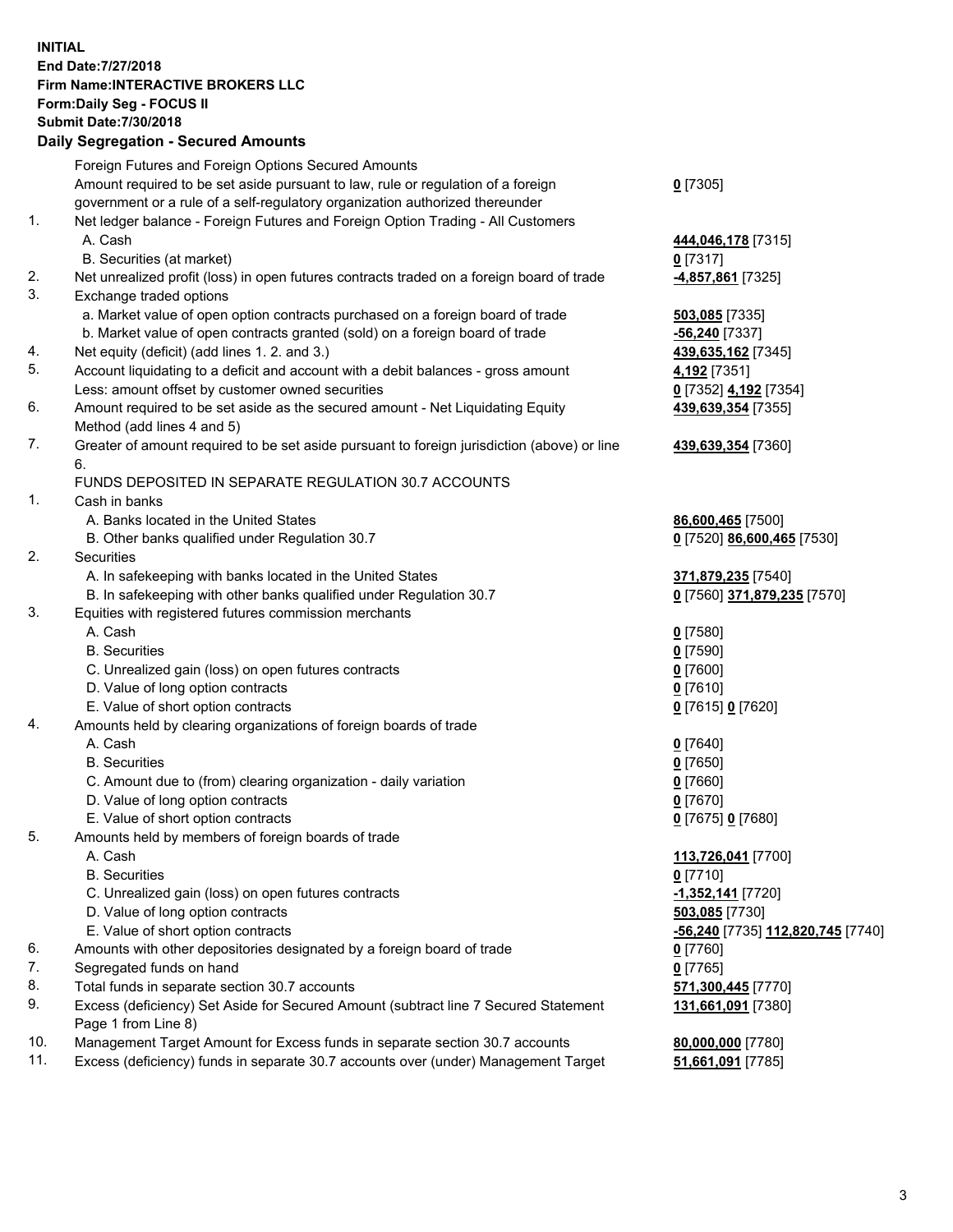**INITIAL**
**End Date:7/27/2018**
**Firm Name:INTERACTIVE BROKERS LLC**
**Form:Daily Seg - FOCUS II**
**Submit Date:7/30/2018**
**Daily Segregation - Secured Amounts**

| | | |
|---|---|---|
| | Foreign Futures and Foreign Options Secured Amounts | |
| | Amount required to be set aside pursuant to law, rule or regulation of a foreign government or a rule of a self-regulatory organization authorized thereunder | **0** [7305] |
| 1. | Net ledger balance - Foreign Futures and Foreign Option Trading - All Customers | |
| | A. Cash | **444,046,178** [7315] |
| | B. Securities (at market) | **0** [7317] |
| 2. | Net unrealized profit (loss) in open futures contracts traded on a foreign board of trade | **-4,857,861** [7325] |
| 3. | Exchange traded options | |
| | a. Market value of open option contracts purchased on a foreign board of trade | **503,085** [7335] |
| | b. Market value of open contracts granted (sold) on a foreign board of trade | **-56,240** [7337] |
| 4. | Net equity (deficit) (add lines 1. 2. and 3.) | **439,635,162** [7345] |
| 5. | Account liquidating to a deficit and account with a debit balances - gross amount | **4,192** [7351] |
| | Less: amount offset by customer owned securities | **0** [7352] **4,192** [7354] |
| 6. | Amount required to be set aside as the secured amount - Net Liquidating Equity Method (add lines 4 and 5) | **439,639,354** [7355] |
| 7. | Greater of amount required to be set aside pursuant to foreign jurisdiction (above) or line 6. | **439,639,354** [7360] |
| | FUNDS DEPOSITED IN SEPARATE REGULATION 30.7 ACCOUNTS | |
| 1. | Cash in banks | |
| | A. Banks located in the United States | **86,600,465** [7500] |
| | B. Other banks qualified under Regulation 30.7 | **0** [7520] **86,600,465** [7530] |
| 2. | Securities | |
| | A. In safekeeping with banks located in the United States | **371,879,235** [7540] |
| | B. In safekeeping with other banks qualified under Regulation 30.7 | **0** [7560] **371,879,235** [7570] |
| 3. | Equities with registered futures commission merchants | |
| | A. Cash | **0** [7580] |
| | B. Securities | **0** [7590] |
| | C. Unrealized gain (loss) on open futures contracts | **0** [7600] |
| | D. Value of long option contracts | **0** [7610] |
| | E. Value of short option contracts | **0** [7615] **0** [7620] |
| 4. | Amounts held by clearing organizations of foreign boards of trade | |
| | A. Cash | **0** [7640] |
| | B. Securities | **0** [7650] |
| | C. Amount due to (from) clearing organization - daily variation | **0** [7660] |
| | D. Value of long option contracts | **0** [7670] |
| | E. Value of short option contracts | **0** [7675] **0** [7680] |
| 5. | Amounts held by members of foreign boards of trade | |
| | A. Cash | **113,726,041** [7700] |
| | B. Securities | **0** [7710] |
| | C. Unrealized gain (loss) on open futures contracts | **-1,352,141** [7720] |
| | D. Value of long option contracts | **503,085** [7730] |
| | E. Value of short option contracts | **-56,240** [7735] **112,820,745** [7740] |
| 6. | Amounts with other depositories designated by a foreign board of trade | **0** [7760] |
| 7. | Segregated funds on hand | **0** [7765] |
| 8. | Total funds in separate section 30.7 accounts | **571,300,445** [7770] |
| 9. | Excess (deficiency) Set Aside for Secured Amount (subtract line 7 Secured Statement Page 1 from Line 8) | **131,661,091** [7380] |
| 10. | Management Target Amount for Excess funds in separate section 30.7 accounts | **80,000,000** [7780] |
| 11. | Excess (deficiency) funds in separate 30.7 accounts over (under) Management Target | **51,661,091** [7785] |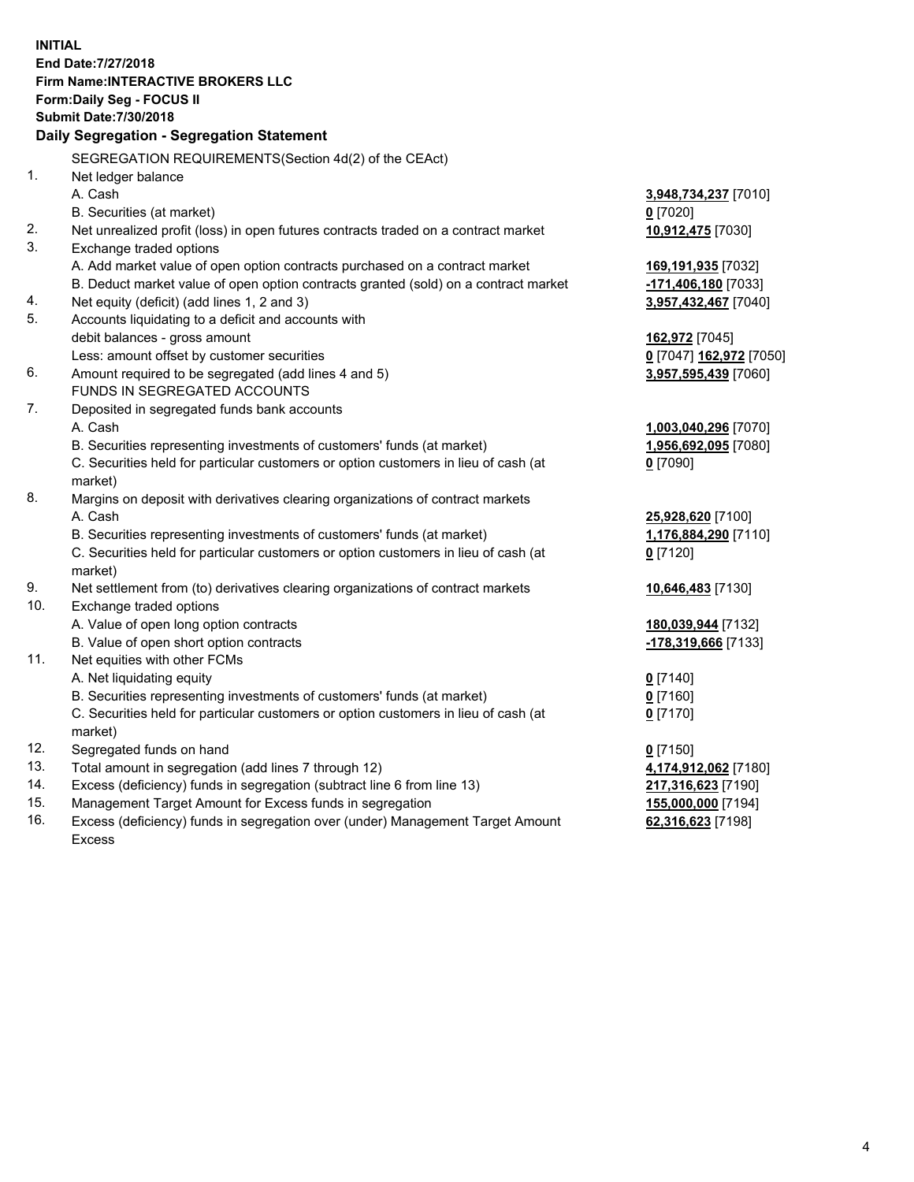**INITIAL**
**End Date:7/27/2018**
**Firm Name:INTERACTIVE BROKERS LLC**
**Form:Daily Seg - FOCUS II**
**Submit Date:7/30/2018**
**Daily Segregation - Segregation Statement**

SEGREGATION REQUIREMENTS(Section 4d(2) of the CEAct)

| | | |
|---|---|---|
| 1. | Net ledger balance | |
| | A. Cash | **3,948,734,237** [7010] |
| | B. Securities (at market) | **0** [7020] |
| 2. | Net unrealized profit (loss) in open futures contracts traded on a contract market | **10,912,475** [7030] |
| 3. | Exchange traded options | |
| | A. Add market value of open option contracts purchased on a contract market | **169,191,935** [7032] |
| | B. Deduct market value of open option contracts granted (sold) on a contract market | **-171,406,180** [7033] |
| 4. | Net equity (deficit) (add lines 1, 2 and 3) | **3,957,432,467** [7040] |
| 5. | Accounts liquidating to a deficit and accounts with | |
| | debit balances - gross amount | **162,972** [7045] |
| | Less: amount offset by customer securities | **0** [7047] **162,972** [7050] |
| 6. | Amount required to be segregated (add lines 4 and 5) | **3,957,595,439** [7060] |
| | FUNDS IN SEGREGATED ACCOUNTS | |
| 7. | Deposited in segregated funds bank accounts | |
| | A. Cash | **1,003,040,296** [7070] |
| | B. Securities representing investments of customers' funds (at market) | **1,956,692,095** [7080] |
| | C. Securities held for particular customers or option customers in lieu of cash (at market) | **0** [7090] |
| 8. | Margins on deposit with derivatives clearing organizations of contract markets | |
| | A. Cash | **25,928,620** [7100] |
| | B. Securities representing investments of customers' funds (at market) | **1,176,884,290** [7110] |
| | C. Securities held for particular customers or option customers in lieu of cash (at market) | **0** [7120] |
| 9. | Net settlement from (to) derivatives clearing organizations of contract markets | **10,646,483** [7130] |
| 10. | Exchange traded options | |
| | A. Value of open long option contracts | **180,039,944** [7132] |
| | B. Value of open short option contracts | **-178,319,666** [7133] |
| 11. | Net equities with other FCMs | |
| | A. Net liquidating equity | **0** [7140] |
| | B. Securities representing investments of customers' funds (at market) | **0** [7160] |
| | C. Securities held for particular customers or option customers in lieu of cash (at market) | **0** [7170] |
| 12. | Segregated funds on hand | **0** [7150] |
| 13. | Total amount in segregation (add lines 7 through 12) | **4,174,912,062** [7180] |
| 14. | Excess (deficiency) funds in segregation (subtract line 6 from line 13) | **217,316,623** [7190] |
| 15. | Management Target Amount for Excess funds in segregation | **155,000,000** [7194] |
| 16. | Excess (deficiency) funds in segregation over (under) Management Target Amount Excess | **62,316,623** [7198] |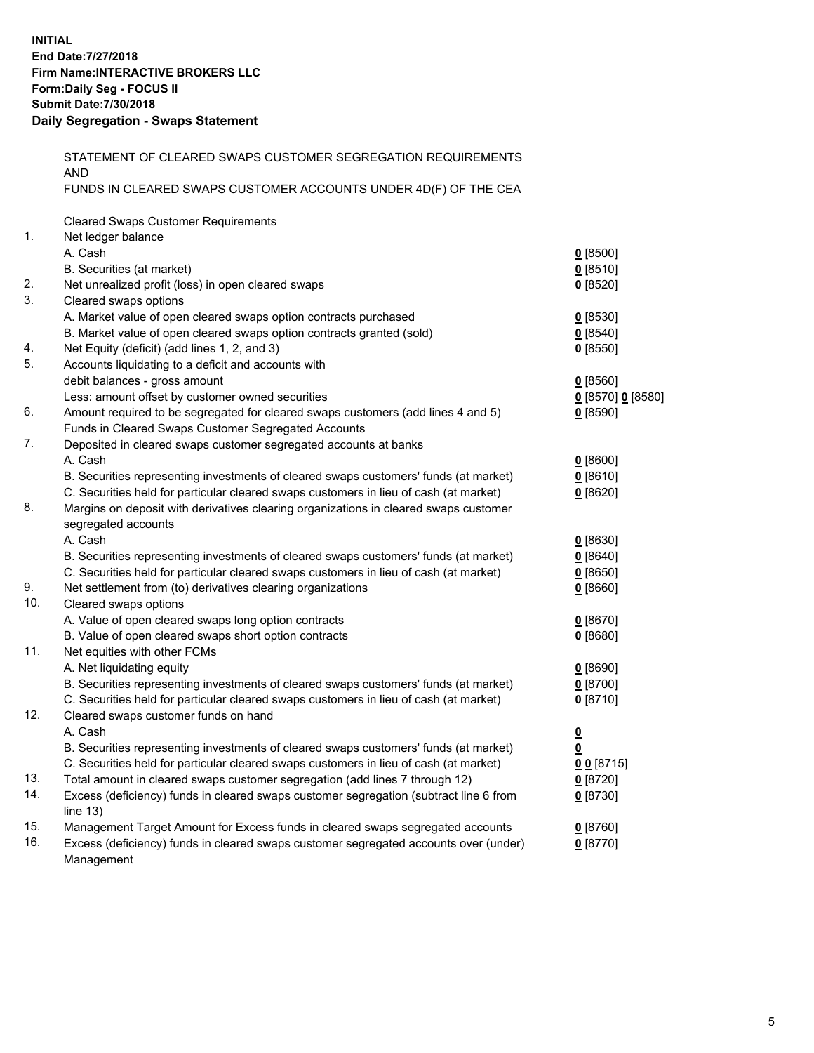**INITIAL**
**End Date:7/27/2018**
**Firm Name:INTERACTIVE BROKERS LLC**
**Form:Daily Seg - FOCUS II**
**Submit Date:7/30/2018**
**Daily Segregation - Swaps Statement**

STATEMENT OF CLEARED SWAPS CUSTOMER SEGREGATION REQUIREMENTS AND FUNDS IN CLEARED SWAPS CUSTOMER ACCOUNTS UNDER 4D(F) OF THE CEA

| | | |
|---|---|---|
| | Cleared Swaps Customer Requirements | |
| 1. | Net ledger balance | |
| | A. Cash | 0 [8500] |
| | B. Securities (at market) | 0 [8510] |
| 2. | Net unrealized profit (loss) in open cleared swaps | 0 [8520] |
| 3. | Cleared swaps options | |
| | A. Market value of open cleared swaps option contracts purchased | 0 [8530] |
| | B. Market value of open cleared swaps option contracts granted (sold) | 0 [8540] |
| 4. | Net Equity (deficit) (add lines 1, 2, and 3) | 0 [8550] |
| 5. | Accounts liquidating to a deficit and accounts with debit balances - gross amount | 0 [8560] |
| | Less: amount offset by customer owned securities | 0 [8570] 0 [8580] |
| 6. | Amount required to be segregated for cleared swaps customers (add lines 4 and 5) | 0 [8590] |
| | Funds in Cleared Swaps Customer Segregated Accounts | |
| 7. | Deposited in cleared swaps customer segregated accounts at banks | |
| | A. Cash | 0 [8600] |
| | B. Securities representing investments of cleared swaps customers' funds (at market) | 0 [8610] |
| | C. Securities held for particular cleared swaps customers in lieu of cash (at market) | 0 [8620] |
| 8. | Margins on deposit with derivatives clearing organizations in cleared swaps customer segregated accounts | |
| | A. Cash | 0 [8630] |
| | B. Securities representing investments of cleared swaps customers' funds (at market) | 0 [8640] |
| | C. Securities held for particular cleared swaps customers in lieu of cash (at market) | 0 [8650] |
| 9. | Net settlement from (to) derivatives clearing organizations | 0 [8660] |
| 10. | Cleared swaps options | |
| | A. Value of open cleared swaps long option contracts | 0 [8670] |
| | B. Value of open cleared swaps short option contracts | 0 [8680] |
| 11. | Net equities with other FCMs | |
| | A. Net liquidating equity | 0 [8690] |
| | B. Securities representing investments of cleared swaps customers' funds (at market) | 0 [8700] |
| | C. Securities held for particular cleared swaps customers in lieu of cash (at market) | 0 [8710] |
| 12. | Cleared swaps customer funds on hand | |
| | A. Cash | 0 |
| | B. Securities representing investments of cleared swaps customers' funds (at market) | 0 |
| | C. Securities held for particular cleared swaps customers in lieu of cash (at market) | 0 0 [8715] |
| 13. | Total amount in cleared swaps customer segregation (add lines 7 through 12) | 0 [8720] |
| 14. | Excess (deficiency) funds in cleared swaps customer segregation (subtract line 6 from line 13) | 0 [8730] |
| 15. | Management Target Amount for Excess funds in cleared swaps segregated accounts | 0 [8760] |
| 16. | Excess (deficiency) funds in cleared swaps customer segregated accounts over (under) Management | 0 [8770] |